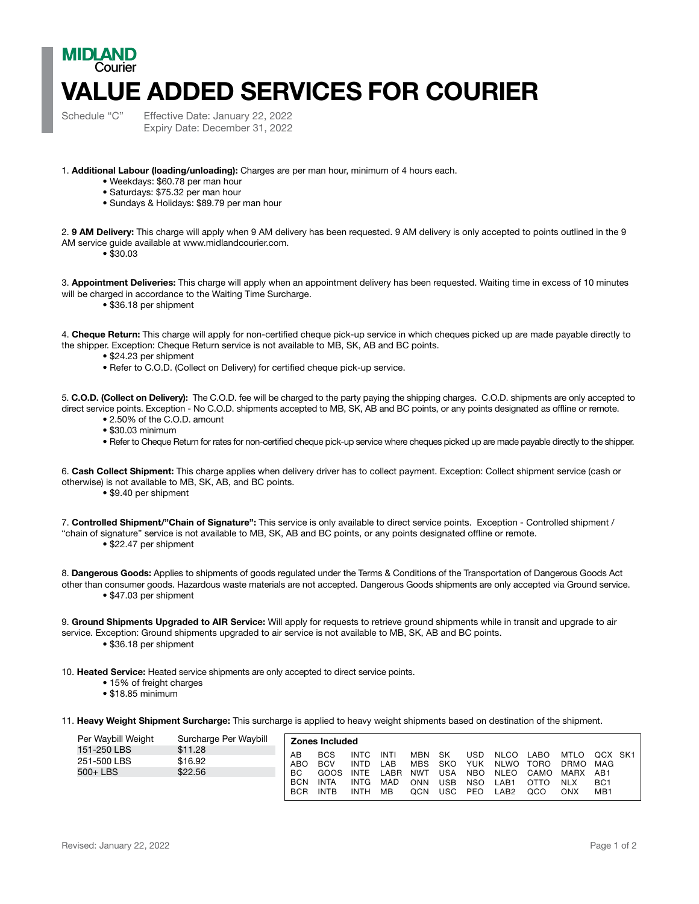**MIDLAND** Courier

# VALUE ADDED SERVICES FOR COURIER

Schedule "C" Effective Date: January 22, 2022
Expiry Date: December 31, 2022

1. **Additional Labour (loading/unloading):** Charges are per man hour, minimum of 4 hours each.
   - Weekdays: $60.78 per man hour
   - Saturdays: $75.32 per man hour
   - Sundays & Holidays: $89.79 per man hour

2. **9 AM Delivery:** This charge will apply when 9 AM delivery has been requested. 9 AM delivery is only accepted to points outlined in the 9 AM service guide available at www.midlandcourier.com.
   - $30.03

3. **Appointment Deliveries:** This charge will apply when an appointment delivery has been requested. Waiting time in excess of 10 minutes will be charged in accordance to the Waiting Time Surcharge.
   - $36.18 per shipment

4. **Cheque Return:** This charge will apply for non-certified cheque pick-up service in which cheques picked up are made payable directly to the shipper. Exception: Cheque Return service is not available to MB, SK, AB and BC points.
   - $24.23 per shipment
   - Refer to C.O.D. (Collect on Delivery) for certified cheque pick-up service.

5. **C.O.D. (Collect on Delivery):** The C.O.D. fee will be charged to the party paying the shipping charges. C.O.D. shipments are only accepted to direct service points. Exception - No C.O.D. shipments accepted to MB, SK, AB and BC points, or any points designated as offline or remote.
   - 2.50% of the C.O.D. amount
   - $30.03 minimum
   - Refer to Cheque Return for rates for non-certified cheque pick-up service where cheques picked up are made payable directly to the shipper.

6. **Cash Collect Shipment:** This charge applies when delivery driver has to collect payment. Exception: Collect shipment service (cash or otherwise) is not available to MB, SK, AB, and BC points.
   - $9.40 per shipment

7. **Controlled Shipment/"Chain of Signature":** This service is only available to direct service points. Exception - Controlled shipment / "chain of signature" service is not available to MB, SK, AB and BC points, or any points designated offline or remote.
   - $22.47 per shipment

8. **Dangerous Goods:** Applies to shipments of goods regulated under the Terms & Conditions of the Transportation of Dangerous Goods Act other than consumer goods. Hazardous waste materials are not accepted. Dangerous Goods shipments are only accepted via Ground service.
   - $47.03 per shipment

9. **Ground Shipments Upgraded to AIR Service:** Will apply for requests to retrieve ground shipments while in transit and upgrade to air service. Exception: Ground shipments upgraded to air service is not available to MB, SK, AB and BC points.
   - $36.18 per shipment

10. **Heated Service:** Heated service shipments are only accepted to direct service points.
    - 15% of freight charges
    - $18.85 minimum

11. **Heavy Weight Shipment Surcharge:** This surcharge is applied to heavy weight shipments based on destination of the shipment.

| Per Waybill Weight | Surcharge Per Waybill |
|---|---|
| 151-250 LBS | $11.28 |
| 251-500 LBS | $16.92 |
| 500+ LBS | $22.56 |

**Zones Included**

| | | | | | | | | | | | |
|---|---|---|---|---|---|---|---|---|---|---|---|
| AB | BCS | INTC | INTI | MBN | SK | USD | NLCO | LABO | MTLO | QCX | SK1 |
| ABO | BCV | INTD | LAB | MBS | SKO | YUK | NLWO | TORO | DRMO | MAG | |
| BC | GOOS | INTE | LABR | NWT | USA | NBO | NLEO | CAMO | MARX | AB1 | |
| BCN | INTA | INTG | MAD | ONN | USB | NSO | LAB1 | OTTO | NLX | BC1 | |
| BCR | INTB | INTH | MB | QCN | USC | PEO | LAB2 | QCO | ONX | MB1 | |

Revised: January 22, 2022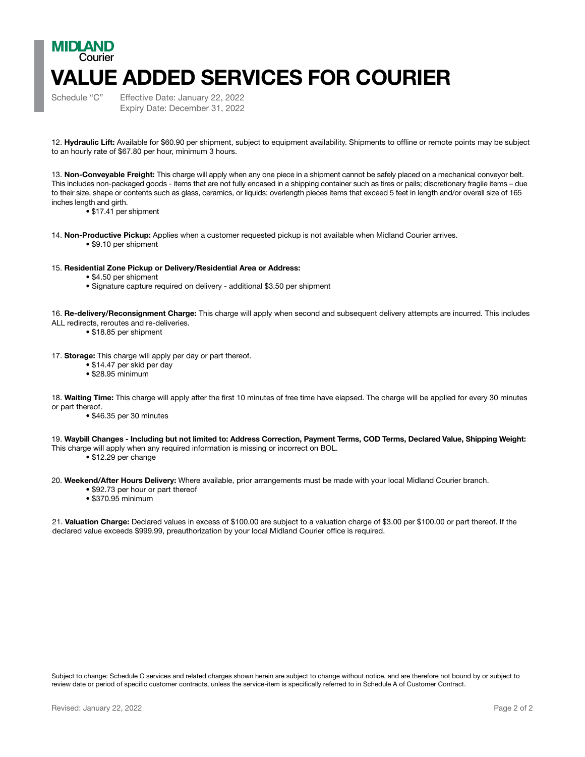**MIDLAND**
Courier

# VALUE ADDED SERVICES FOR COURIER

Schedule "C" Effective Date: January 22, 2022
Expiry Date: December 31, 2022

12. **Hydraulic Lift:** Available for $60.90 per shipment, subject to equipment availability. Shipments to offline or remote points may be subject to an hourly rate of $67.80 per hour, minimum 3 hours.

13. **Non-Conveyable Freight:** This charge will apply when any one piece in a shipment cannot be safely placed on a mechanical conveyor belt. This includes non-packaged goods - items that are not fully encased in a shipping container such as tires or pails; discretionary fragile items – due to their size, shape or contents such as glass, ceramics, or liquids; overlength pieces items that exceed 5 feet in length and/or overall size of 165 inches length and girth.
   - $17.41 per shipment

14. **Non-Productive Pickup:** Applies when a customer requested pickup is not available when Midland Courier arrives.
   - $9.10 per shipment

15. **Residential Zone Pickup or Delivery/Residential Area or Address:**
   - $4.50 per shipment
   - Signature capture required on delivery - additional $3.50 per shipment

16. **Re-delivery/Reconsignment Charge:** This charge will apply when second and subsequent delivery attempts are incurred. This includes ALL redirects, reroutes and re-deliveries.
   - $18.85 per shipment

17. **Storage:** This charge will apply per day or part thereof.
   - $14.47 per skid per day
   - $28.95 minimum

18. **Waiting Time:** This charge will apply after the first 10 minutes of free time have elapsed. The charge will be applied for every 30 minutes or part thereof.
   - $46.35 per 30 minutes

19. **Waybill Changes - Including but not limited to: Address Correction, Payment Terms, COD Terms, Declared Value, Shipping Weight:** This charge will apply when any required information is missing or incorrect on BOL.
   - $12.29 per change

20. **Weekend/After Hours Delivery:** Where available, prior arrangements must be made with your local Midland Courier branch.
   - $92.73 per hour or part thereof
   - $370.95 minimum

21. **Valuation Charge:** Declared values in excess of $100.00 are subject to a valuation charge of $3.00 per $100.00 or part thereof. If the declared value exceeds $999.99, preauthorization by your local Midland Courier office is required.

Subject to change: Schedule C services and related charges shown herein are subject to change without notice, and are therefore not bound by or subject to review date or period of specific customer contracts, unless the service-item is specifically referred to in Schedule A of Customer Contract.

Revised: January 22, 2022